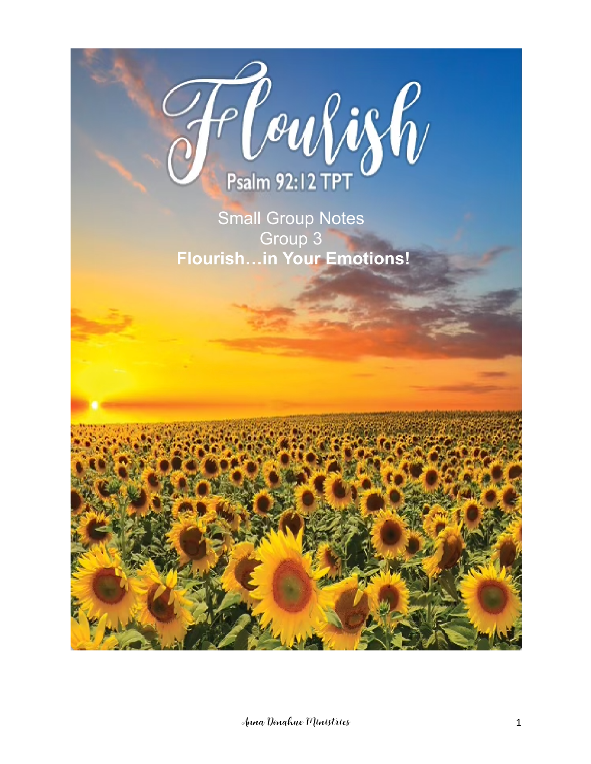# Flourish

Psalm 92:12 TPT

Small Group Notes

Group 3

**Flourish…in Your Emotions!**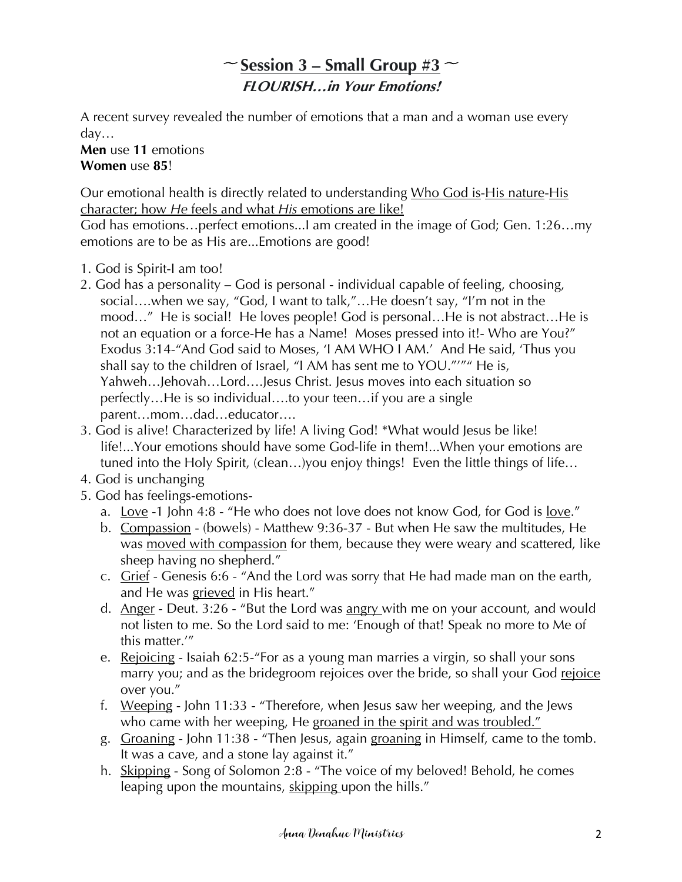## ~ <u>Session 3 – Small Group #3</u> ~

### ***FLOURISH…in Your Emotions!***

A recent survey revealed the number of emotions that a man and a woman use every day…
**Men** use **11** emotions
**Women** use **85**!

Our emotional health is directly related to understanding <u>Who God is</u>-<u>His nature</u>-<u>His character; how *He* feels and what *His* emotions are like!</u>
God has emotions…perfect emotions...I am created in the image of God; Gen. 1:26…my emotions are to be as His are...Emotions are good!

1. God is Spirit-I am too!
2. God has a personality – God is personal - individual capable of feeling, choosing, social….when we say, "God, I want to talk,"…He doesn't say, "I'm not in the mood…" He is social! He loves people! God is personal…He is not abstract…He is not an equation or a force-He has a Name! Moses pressed into it!- Who are You?" Exodus 3:14-"And God said to Moses, 'I AM WHO I AM.' And He said, 'Thus you shall say to the children of Israel, "I AM has sent me to YOU."'"" He is, Yahweh…Jehovah…Lord….Jesus Christ. Jesus moves into each situation so perfectly…He is so individual….to your teen…if you are a single parent…mom…dad…educator….
3. God is alive! Characterized by life! A living God! *What would Jesus be like! life!...Your emotions should have some God-life in them!...When your emotions are tuned into the Holy Spirit, (clean…)you enjoy things! Even the little things of life…
4. God is unchanging
5. God has feelings-emotions-
   a. <u>Love</u> -1 John 4:8 - "He who does not love does not know God, for God is <u>love</u>."
   b. <u>Compassion</u> - (bowels) - Matthew 9:36-37 - But when He saw the multitudes, He was <u>moved with compassion</u> for them, because they were weary and scattered, like sheep having no shepherd."
   c. <u>Grief</u> - Genesis 6:6 - "And the Lord was sorry that He had made man on the earth, and He was <u>grieved</u> in His heart."
   d. <u>Anger</u> - Deut. 3:26 - "But the Lord was <u>angry</u> with me on your account, and would not listen to me. So the Lord said to me: 'Enough of that! Speak no more to Me of this matter.'"
   e. <u>Rejoicing</u> - Isaiah 62:5-"For as a young man marries a virgin, so shall your sons marry you; and as the bridegroom rejoices over the bride, so shall your God <u>rejoice</u> over you."
   f. <u>Weeping</u> - John 11:33 - "Therefore, when Jesus saw her weeping, and the Jews who came with her weeping, He <u>groaned in the spirit and was troubled."</u>
   g. <u>Groaning</u> - John 11:38 - "Then Jesus, again <u>groaning</u> in Himself, came to the tomb. It was a cave, and a stone lay against it."
   h. <u>Skipping</u> - Song of Solomon 2:8 - "The voice of my beloved! Behold, he comes leaping upon the mountains, <u>skipping</u> upon the hills."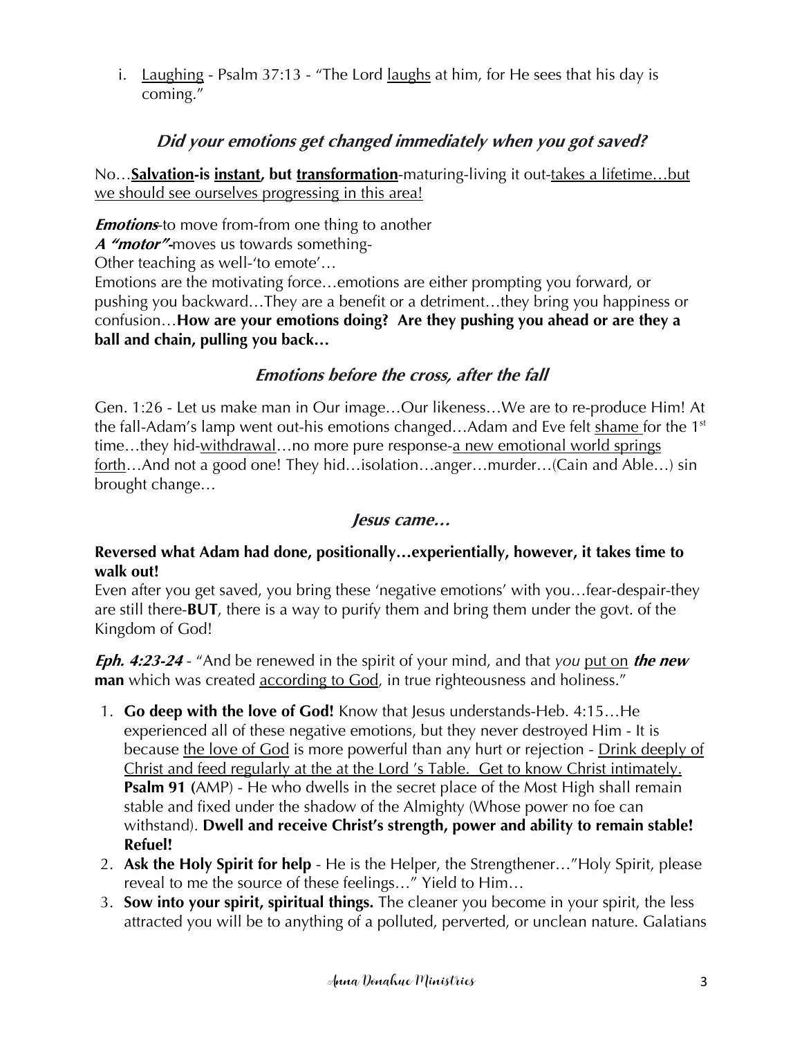i. <u>Laughing</u> - Psalm 37:13 - "The Lord <u>laughs</u> at him, for He sees that his day is coming."

### ***Did your emotions get changed immediately when you got saved?***

No…**<u>Salvation</u>-is <u>instant</u>, but <u>transformation</u>**-maturing-living it out-<u>takes a lifetime…but we should see ourselves progressing in this area!</u>

***Emotions***-to move from-from one thing to another
***A "motor"***-moves us towards something-
Other teaching as well-'to emote'…
Emotions are the motivating force…emotions are either prompting you forward, or pushing you backward…They are a benefit or a detriment…they bring you happiness or confusion…**How are your emotions doing? Are they pushing you ahead or are they a ball and chain, pulling you back…**

### ***Emotions before the cross, after the fall***

Gen. 1:26 - Let us make man in Our image…Our likeness…We are to re-produce Him! At the fall-Adam's lamp went out-his emotions changed…Adam and Eve felt <u>shame</u> for the 1st time…they hid-<u>withdrawal</u>…no more pure response-<u>a new emotional world springs forth</u>…And not a good one! They hid…isolation…anger…murder…(Cain and Able…) sin brought change…

### ***Jesus came…***

**Reversed what Adam had done, positionally…experientially, however, it takes time to walk out!**
Even after you get saved, you bring these 'negative emotions' with you…fear-despair-they are still there-**BUT**, there is a way to purify them and bring them under the govt. of the Kingdom of God!

***Eph. 4:23-24*** - "And be renewed in the spirit of your mind, and that *you* <u>put on</u> ***the new* man** which was created <u>according to God</u>, in true righteousness and holiness."

1. **Go deep with the love of God!** Know that Jesus understands-Heb. 4:15…He experienced all of these negative emotions, but they never destroyed Him - It is because <u>the love of God</u> is more powerful than any hurt or rejection - <u>Drink deeply of Christ and feed regularly at the at the Lord 's Table. Get to know Christ intimately.</u> **Psalm 91 (**AMP) - He who dwells in the secret place of the Most High shall remain stable and fixed under the shadow of the Almighty (Whose power no foe can withstand). **Dwell and receive Christ's strength, power and ability to remain stable! Refuel!**
2. **Ask the Holy Spirit for help** - He is the Helper, the Strengthener…"Holy Spirit, please reveal to me the source of these feelings…" Yield to Him…
3. **Sow into your spirit, spiritual things.** The cleaner you become in your spirit, the less attracted you will be to anything of a polluted, perverted, or unclean nature. Galatians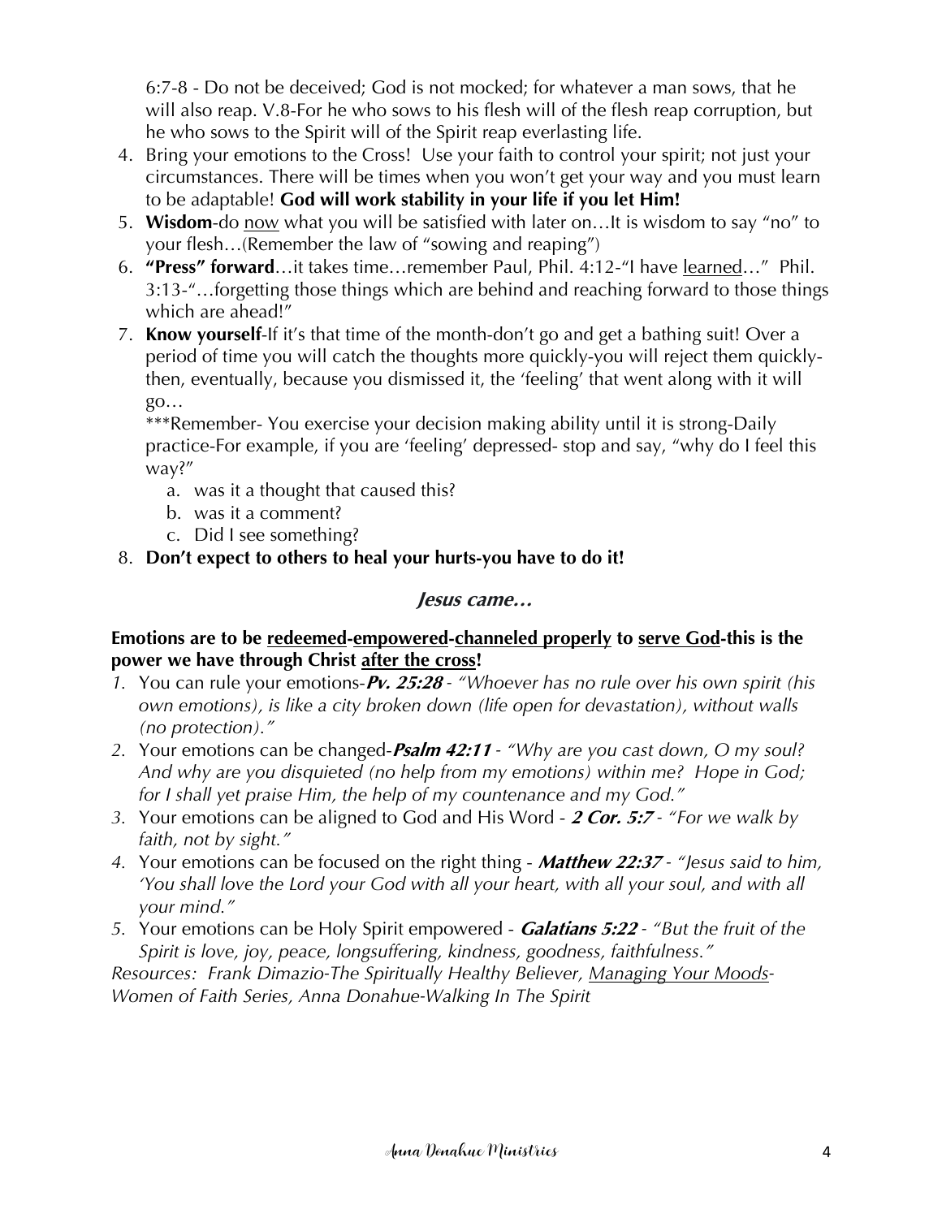6:7-8 - Do not be deceived; God is not mocked; for whatever a man sows, that he will also reap. V.8-For he who sows to his flesh will of the flesh reap corruption, but he who sows to the Spirit will of the Spirit reap everlasting life.

4. Bring your emotions to the Cross! Use your faith to control your spirit; not just your circumstances. There will be times when you won't get your way and you must learn to be adaptable! **God will work stability in your life if you let Him!**
5. **Wisdom**-do <u>now</u> what you will be satisfied with later on…It is wisdom to say "no" to your flesh…(Remember the law of "sowing and reaping")
6. **"Press" forward**…it takes time…remember Paul, Phil. 4:12-"I have <u>learned</u>…" Phil. 3:13-"…forgetting those things which are behind and reaching forward to those things which are ahead!"
7. **Know yourself**-If it's that time of the month-don't go and get a bathing suit! Over a period of time you will catch the thoughts more quickly-you will reject them quickly-then, eventually, because you dismissed it, the 'feeling' that went along with it will go…

   ***Remember- You exercise your decision making ability until it is strong-Daily practice-For example, if you are 'feeling' depressed- stop and say, "why do I feel this way?"
   a. was it a thought that caused this?
   b. was it a comment?
   c. Did I see something?
8. **Don't expect to others to heal your hurts-you have to do it!**

## *Jesus came…*

**Emotions are to be <u>redeemed</u>-<u>empowered</u>-<u>channeled properly</u> to <u>serve God</u>-this is the power we have through Christ <u>after the cross</u>!**

1. You can rule your emotions-***Pv. 25:28*** - *"Whoever has no rule over his own spirit (his own emotions), is like a city broken down (life open for devastation), without walls (no protection)."*
2. Your emotions can be changed-***Psalm 42:11*** - *"Why are you cast down, O my soul? And why are you disquieted (no help from my emotions) within me? Hope in God; for I shall yet praise Him, the help of my countenance and my God."*
3. Your emotions can be aligned to God and His Word - ***2 Cor. 5:7*** - *"For we walk by faith, not by sight."*
4. Your emotions can be focused on the right thing - ***Matthew 22:37*** - *"Jesus said to him, 'You shall love the Lord your God with all your heart, with all your soul, and with all your mind."*
5. Your emotions can be Holy Spirit empowered - ***Galatians 5:22*** - *"But the fruit of the Spirit is love, joy, peace, longsuffering, kindness, goodness, faithfulness."*

*Resources: Frank Dimazio-The Spiritually Healthy Believer, <u>Managing Your Moods</u>-Women of Faith Series, Anna Donahue-Walking In The Spirit*